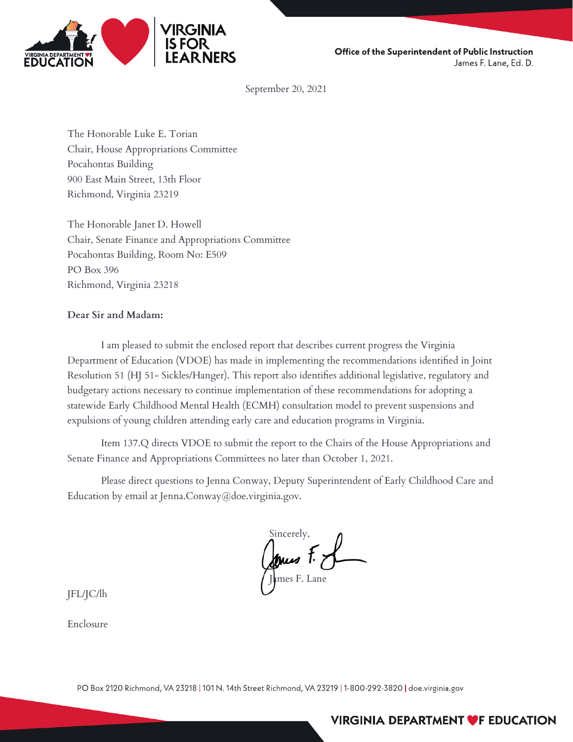Office of the Superintendent of Public Instruction
James F. Lane, Ed. D.

September 20, 2021

The Honorable Luke E. Torian
Chair, House Appropriations Committee
Pocahontas Building
900 East Main Street, 13th Floor
Richmond, Virginia 23219

The Honorable Janet D. Howell
Chair, Senate Finance and Appropriations Committee
Pocahontas Building, Room No: E509
PO Box 396
Richmond, Virginia 23218

**Dear Sir and Madam:**

I am pleased to submit the enclosed report that describes current progress the Virginia Department of Education (VDOE) has made in implementing the recommendations identified in Joint Resolution 51 (HJ 51- Sickles/Hanger). This report also identifies additional legislative, regulatory and budgetary actions necessary to continue implementation of these recommendations for adopting a statewide Early Childhood Mental Health (ECMH) consultation model to prevent suspensions and expulsions of young children attending early care and education programs in Virginia.

Item 137.Q directs VDOE to submit the report to the Chairs of the House Appropriations and Senate Finance and Appropriations Committees no later than October 1, 2021.

Please direct questions to Jenna Conway, Deputy Superintendent of Early Childhood Care and Education by email at Jenna.Conway@doe.virginia.gov.

Sincerely,

James F. Lane

JFL/JC/lh

Enclosure

PO Box 2120 Richmond, VA 23218 | 101 N. 14th Street Richmond, VA 23219 | 1-800-292-3820 | doe.virginia.gov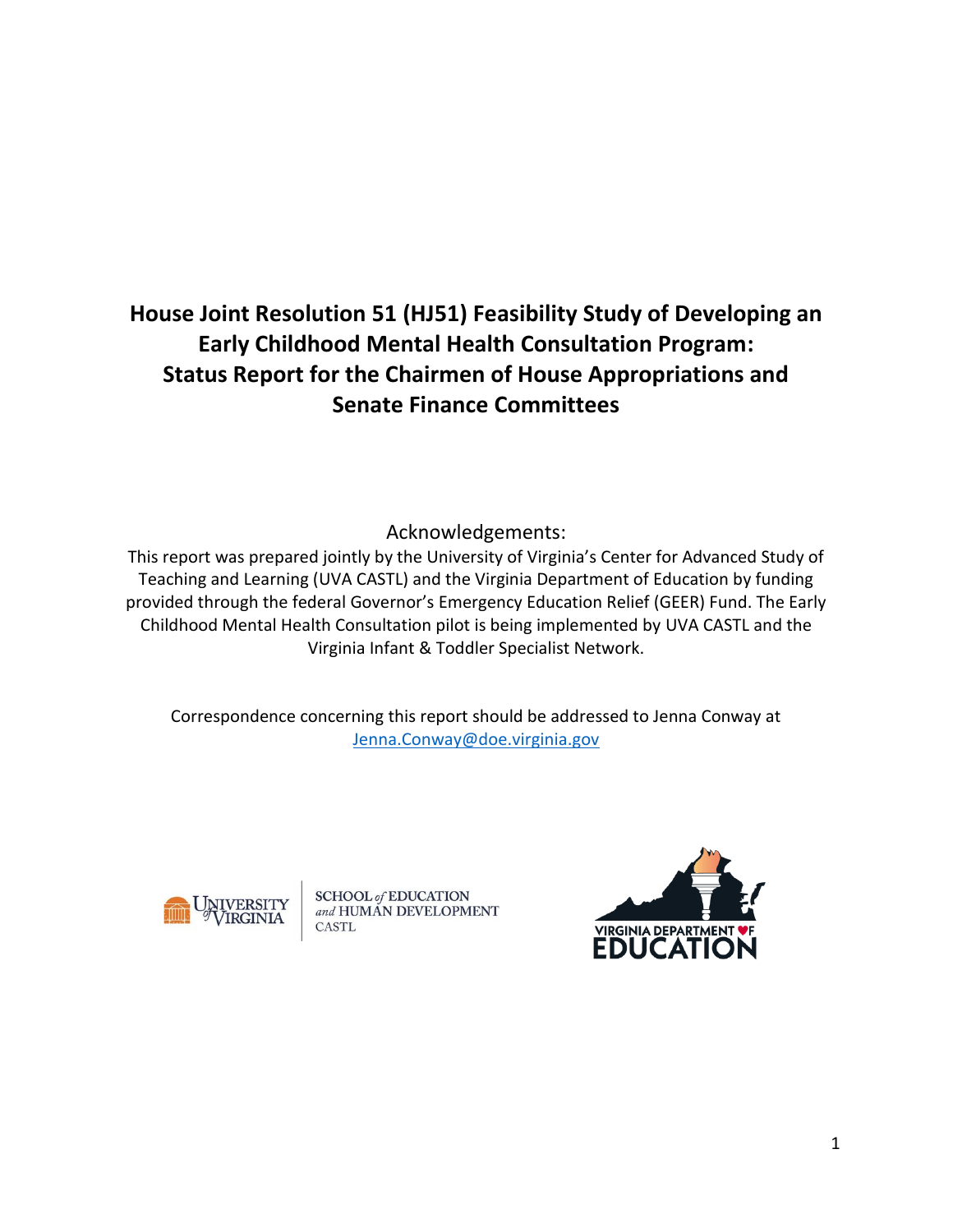# House Joint Resolution 51 (HJ51) Feasibility Study of Developing an Early Childhood Mental Health Consultation Program: Status Report for the Chairmen of House Appropriations and Senate Finance Committees

Acknowledgements:

This report was prepared jointly by the University of Virginia's Center for Advanced Study of Teaching and Learning (UVA CASTL) and the Virginia Department of Education by funding provided through the federal Governor's Emergency Education Relief (GEER) Fund. The Early Childhood Mental Health Consultation pilot is being implemented by UVA CASTL and the Virginia Infant & Toddler Specialist Network.

Correspondence concerning this report should be addressed to Jenna Conway at [Jenna.Conway@doe.virginia.gov](mailto:Jenna.Conway@doe.virginia.gov)

University of Virginia School of Education and Human Development CASTL

Virginia Department of Education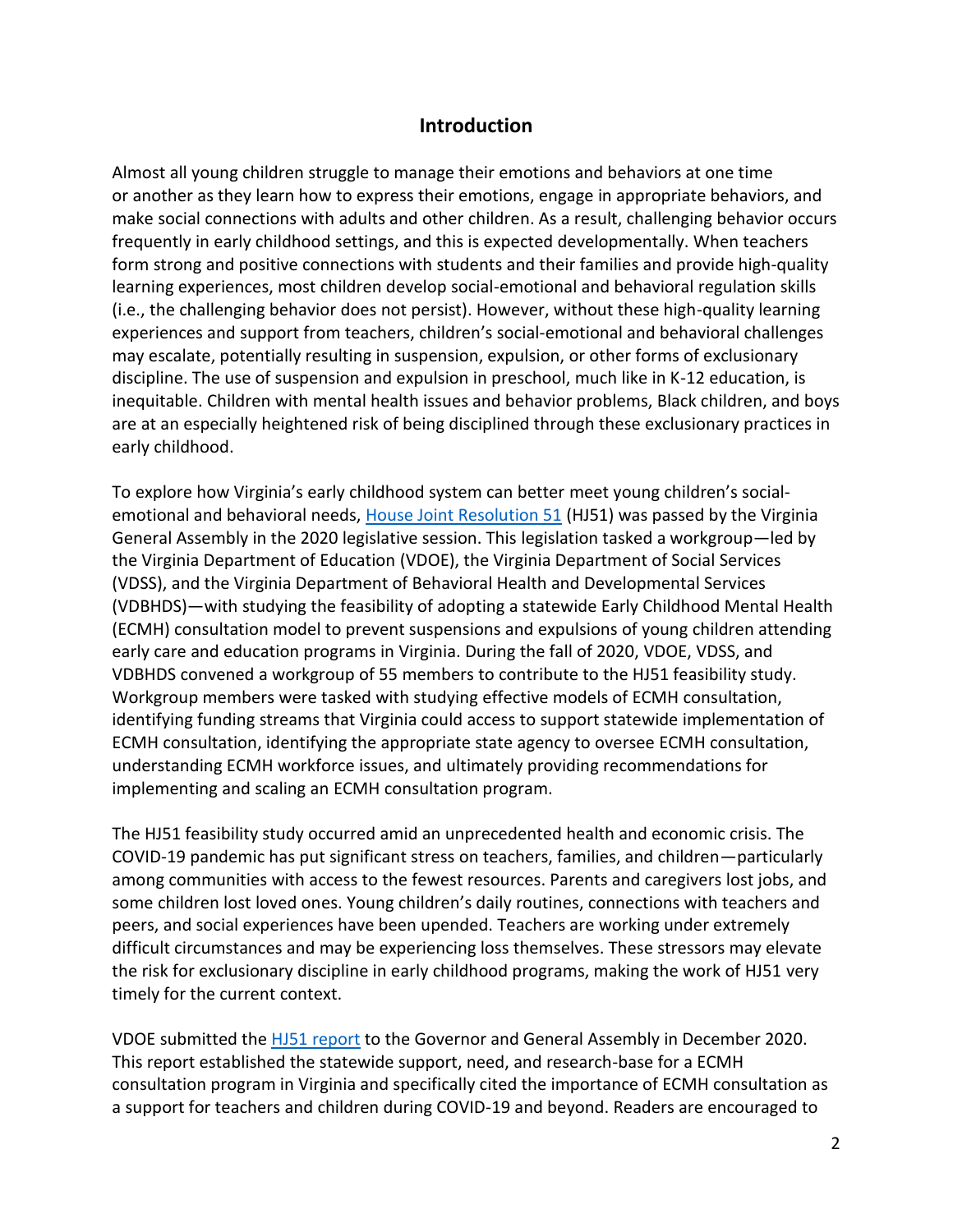## Introduction

Almost all young children struggle to manage their emotions and behaviors at one time or another as they learn how to express their emotions, engage in appropriate behaviors, and make social connections with adults and other children. As a result, challenging behavior occurs frequently in early childhood settings, and this is expected developmentally. When teachers form strong and positive connections with students and their families and provide high-quality learning experiences, most children develop social-emotional and behavioral regulation skills (i.e., the challenging behavior does not persist). However, without these high-quality learning experiences and support from teachers, children's social-emotional and behavioral challenges may escalate, potentially resulting in suspension, expulsion, or other forms of exclusionary discipline. The use of suspension and expulsion in preschool, much like in K-12 education, is inequitable. Children with mental health issues and behavior problems, Black children, and boys are at an especially heightened risk of being disciplined through these exclusionary practices in early childhood.

To explore how Virginia's early childhood system can better meet young children's social-emotional and behavioral needs, House Joint Resolution 51 (HJ51) was passed by the Virginia General Assembly in the 2020 legislative session. This legislation tasked a workgroup—led by the Virginia Department of Education (VDOE), the Virginia Department of Social Services (VDSS), and the Virginia Department of Behavioral Health and Developmental Services (VDBHDS)—with studying the feasibility of adopting a statewide Early Childhood Mental Health (ECMH) consultation model to prevent suspensions and expulsions of young children attending early care and education programs in Virginia. During the fall of 2020, VDOE, VDSS, and VDBHDS convened a workgroup of 55 members to contribute to the HJ51 feasibility study. Workgroup members were tasked with studying effective models of ECMH consultation, identifying funding streams that Virginia could access to support statewide implementation of ECMH consultation, identifying the appropriate state agency to oversee ECMH consultation, understanding ECMH workforce issues, and ultimately providing recommendations for implementing and scaling an ECMH consultation program.

The HJ51 feasibility study occurred amid an unprecedented health and economic crisis. The COVID-19 pandemic has put significant stress on teachers, families, and children—particularly among communities with access to the fewest resources. Parents and caregivers lost jobs, and some children lost loved ones. Young children's daily routines, connections with teachers and peers, and social experiences have been upended. Teachers are working under extremely difficult circumstances and may be experiencing loss themselves. These stressors may elevate the risk for exclusionary discipline in early childhood programs, making the work of HJ51 very timely for the current context.

VDOE submitted the HJ51 report to the Governor and General Assembly in December 2020. This report established the statewide support, need, and research-base for a ECMH consultation program in Virginia and specifically cited the importance of ECMH consultation as a support for teachers and children during COVID-19 and beyond. Readers are encouraged to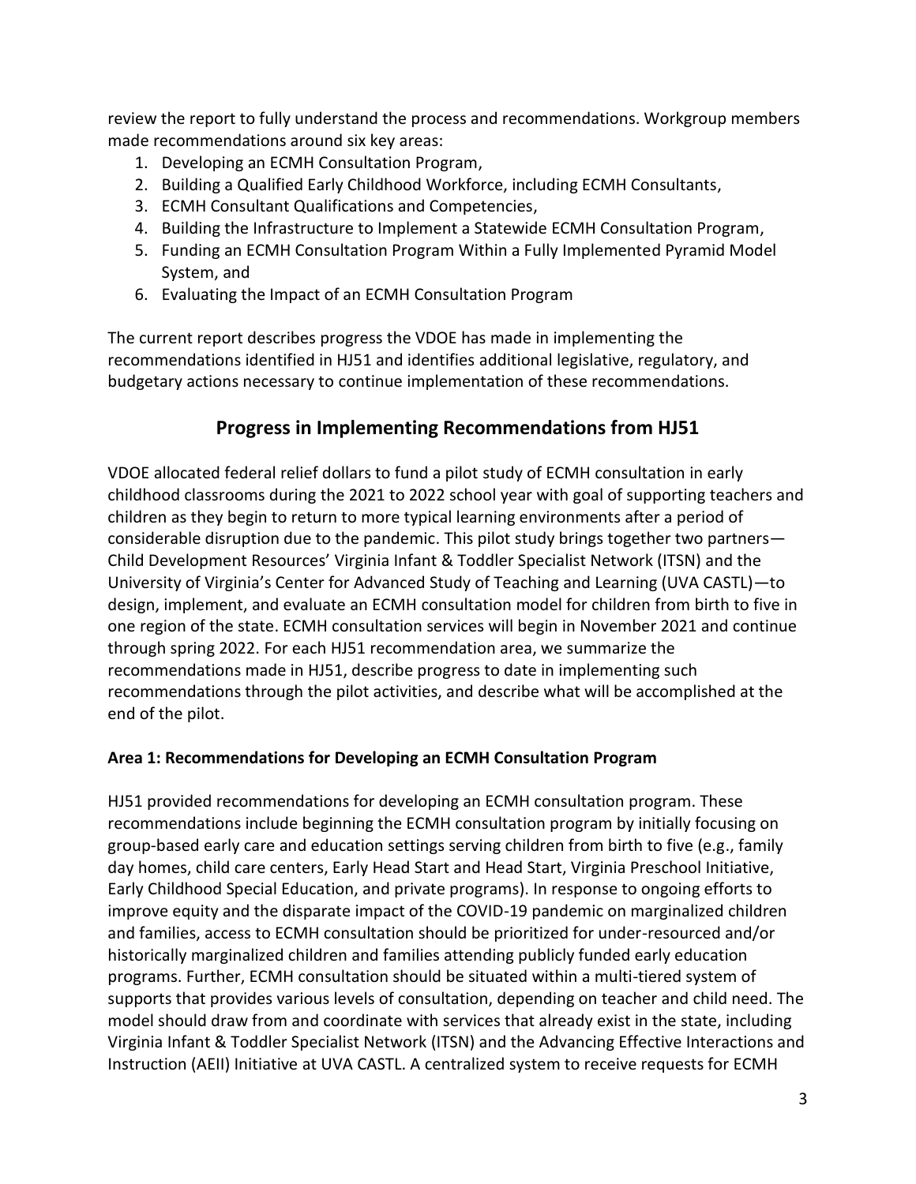review the report to fully understand the process and recommendations. Workgroup members made recommendations around six key areas:

1. Developing an ECMH Consultation Program,
2. Building a Qualified Early Childhood Workforce, including ECMH Consultants,
3. ECMH Consultant Qualifications and Competencies,
4. Building the Infrastructure to Implement a Statewide ECMH Consultation Program,
5. Funding an ECMH Consultation Program Within a Fully Implemented Pyramid Model System, and
6. Evaluating the Impact of an ECMH Consultation Program

The current report describes progress the VDOE has made in implementing the recommendations identified in HJ51 and identifies additional legislative, regulatory, and budgetary actions necessary to continue implementation of these recommendations.

## Progress in Implementing Recommendations from HJ51

VDOE allocated federal relief dollars to fund a pilot study of ECMH consultation in early childhood classrooms during the 2021 to 2022 school year with goal of supporting teachers and children as they begin to return to more typical learning environments after a period of considerable disruption due to the pandemic. This pilot study brings together two partners—Child Development Resources' Virginia Infant & Toddler Specialist Network (ITSN) and the University of Virginia's Center for Advanced Study of Teaching and Learning (UVA CASTL)—to design, implement, and evaluate an ECMH consultation model for children from birth to five in one region of the state. ECMH consultation services will begin in November 2021 and continue through spring 2022. For each HJ51 recommendation area, we summarize the recommendations made in HJ51, describe progress to date in implementing such recommendations through the pilot activities, and describe what will be accomplished at the end of the pilot.

### Area 1: Recommendations for Developing an ECMH Consultation Program

HJ51 provided recommendations for developing an ECMH consultation program. These recommendations include beginning the ECMH consultation program by initially focusing on group-based early care and education settings serving children from birth to five (e.g., family day homes, child care centers, Early Head Start and Head Start, Virginia Preschool Initiative, Early Childhood Special Education, and private programs). In response to ongoing efforts to improve equity and the disparate impact of the COVID-19 pandemic on marginalized children and families, access to ECMH consultation should be prioritized for under-resourced and/or historically marginalized children and families attending publicly funded early education programs. Further, ECMH consultation should be situated within a multi-tiered system of supports that provides various levels of consultation, depending on teacher and child need. The model should draw from and coordinate with services that already exist in the state, including Virginia Infant & Toddler Specialist Network (ITSN) and the Advancing Effective Interactions and Instruction (AEII) Initiative at UVA CASTL. A centralized system to receive requests for ECMH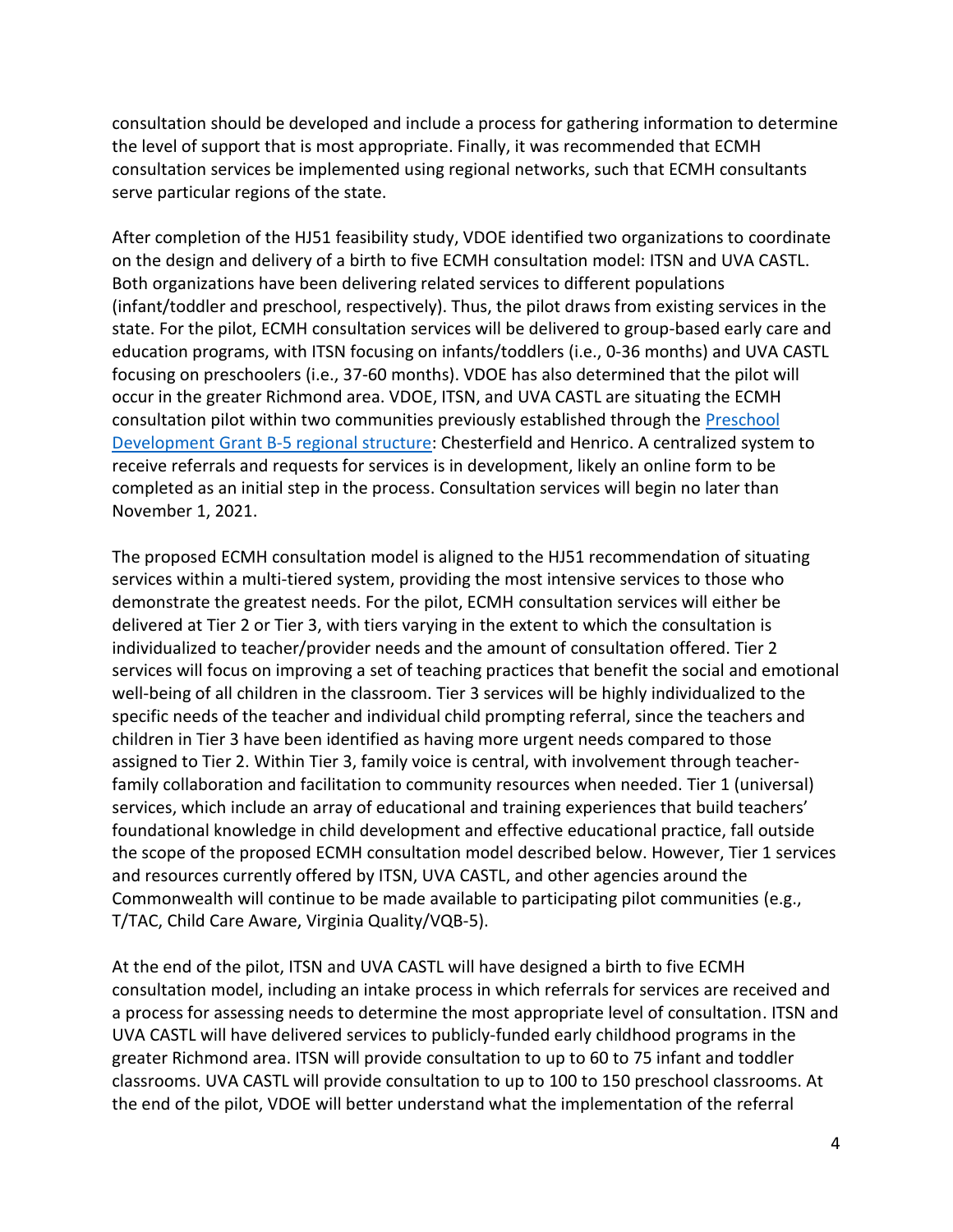consultation should be developed and include a process for gathering information to determine the level of support that is most appropriate. Finally, it was recommended that ECMH consultation services be implemented using regional networks, such that ECMH consultants serve particular regions of the state.

After completion of the HJ51 feasibility study, VDOE identified two organizations to coordinate on the design and delivery of a birth to five ECMH consultation model: ITSN and UVA CASTL. Both organizations have been delivering related services to different populations (infant/toddler and preschool, respectively). Thus, the pilot draws from existing services in the state. For the pilot, ECMH consultation services will be delivered to group-based early care and education programs, with ITSN focusing on infants/toddlers (i.e., 0-36 months) and UVA CASTL focusing on preschoolers (i.e., 37-60 months). VDOE has also determined that the pilot will occur in the greater Richmond area. VDOE, ITSN, and UVA CASTL are situating the ECMH consultation pilot within two communities previously established through the Preschool Development Grant B-5 regional structure: Chesterfield and Henrico. A centralized system to receive referrals and requests for services is in development, likely an online form to be completed as an initial step in the process. Consultation services will begin no later than November 1, 2021.

The proposed ECMH consultation model is aligned to the HJ51 recommendation of situating services within a multi-tiered system, providing the most intensive services to those who demonstrate the greatest needs. For the pilot, ECMH consultation services will either be delivered at Tier 2 or Tier 3, with tiers varying in the extent to which the consultation is individualized to teacher/provider needs and the amount of consultation offered. Tier 2 services will focus on improving a set of teaching practices that benefit the social and emotional well-being of all children in the classroom. Tier 3 services will be highly individualized to the specific needs of the teacher and individual child prompting referral, since the teachers and children in Tier 3 have been identified as having more urgent needs compared to those assigned to Tier 2. Within Tier 3, family voice is central, with involvement through teacher-family collaboration and facilitation to community resources when needed. Tier 1 (universal) services, which include an array of educational and training experiences that build teachers' foundational knowledge in child development and effective educational practice, fall outside the scope of the proposed ECMH consultation model described below. However, Tier 1 services and resources currently offered by ITSN, UVA CASTL, and other agencies around the Commonwealth will continue to be made available to participating pilot communities (e.g., T/TAC, Child Care Aware, Virginia Quality/VQB-5).

At the end of the pilot, ITSN and UVA CASTL will have designed a birth to five ECMH consultation model, including an intake process in which referrals for services are received and a process for assessing needs to determine the most appropriate level of consultation. ITSN and UVA CASTL will have delivered services to publicly-funded early childhood programs in the greater Richmond area. ITSN will provide consultation to up to 60 to 75 infant and toddler classrooms. UVA CASTL will provide consultation to up to 100 to 150 preschool classrooms. At the end of the pilot, VDOE will better understand what the implementation of the referral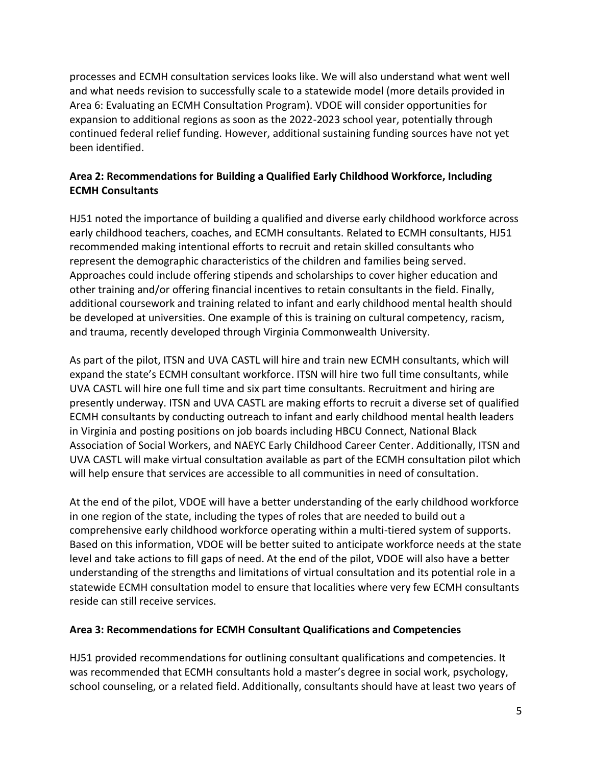processes and ECMH consultation services looks like. We will also understand what went well and what needs revision to successfully scale to a statewide model (more details provided in Area 6: Evaluating an ECMH Consultation Program). VDOE will consider opportunities for expansion to additional regions as soon as the 2022-2023 school year, potentially through continued federal relief funding. However, additional sustaining funding sources have not yet been identified.

### Area 2: Recommendations for Building a Qualified Early Childhood Workforce, Including ECMH Consultants

HJ51 noted the importance of building a qualified and diverse early childhood workforce across early childhood teachers, coaches, and ECMH consultants. Related to ECMH consultants, HJ51 recommended making intentional efforts to recruit and retain skilled consultants who represent the demographic characteristics of the children and families being served. Approaches could include offering stipends and scholarships to cover higher education and other training and/or offering financial incentives to retain consultants in the field. Finally, additional coursework and training related to infant and early childhood mental health should be developed at universities. One example of this is training on cultural competency, racism, and trauma, recently developed through Virginia Commonwealth University.

As part of the pilot, ITSN and UVA CASTL will hire and train new ECMH consultants, which will expand the state's ECMH consultant workforce. ITSN will hire two full time consultants, while UVA CASTL will hire one full time and six part time consultants. Recruitment and hiring are presently underway. ITSN and UVA CASTL are making efforts to recruit a diverse set of qualified ECMH consultants by conducting outreach to infant and early childhood mental health leaders in Virginia and posting positions on job boards including HBCU Connect, National Black Association of Social Workers, and NAEYC Early Childhood Career Center. Additionally, ITSN and UVA CASTL will make virtual consultation available as part of the ECMH consultation pilot which will help ensure that services are accessible to all communities in need of consultation.

At the end of the pilot, VDOE will have a better understanding of the early childhood workforce in one region of the state, including the types of roles that are needed to build out a comprehensive early childhood workforce operating within a multi-tiered system of supports. Based on this information, VDOE will be better suited to anticipate workforce needs at the state level and take actions to fill gaps of need. At the end of the pilot, VDOE will also have a better understanding of the strengths and limitations of virtual consultation and its potential role in a statewide ECMH consultation model to ensure that localities where very few ECMH consultants reside can still receive services.

### Area 3: Recommendations for ECMH Consultant Qualifications and Competencies

HJ51 provided recommendations for outlining consultant qualifications and competencies. It was recommended that ECMH consultants hold a master's degree in social work, psychology, school counseling, or a related field. Additionally, consultants should have at least two years of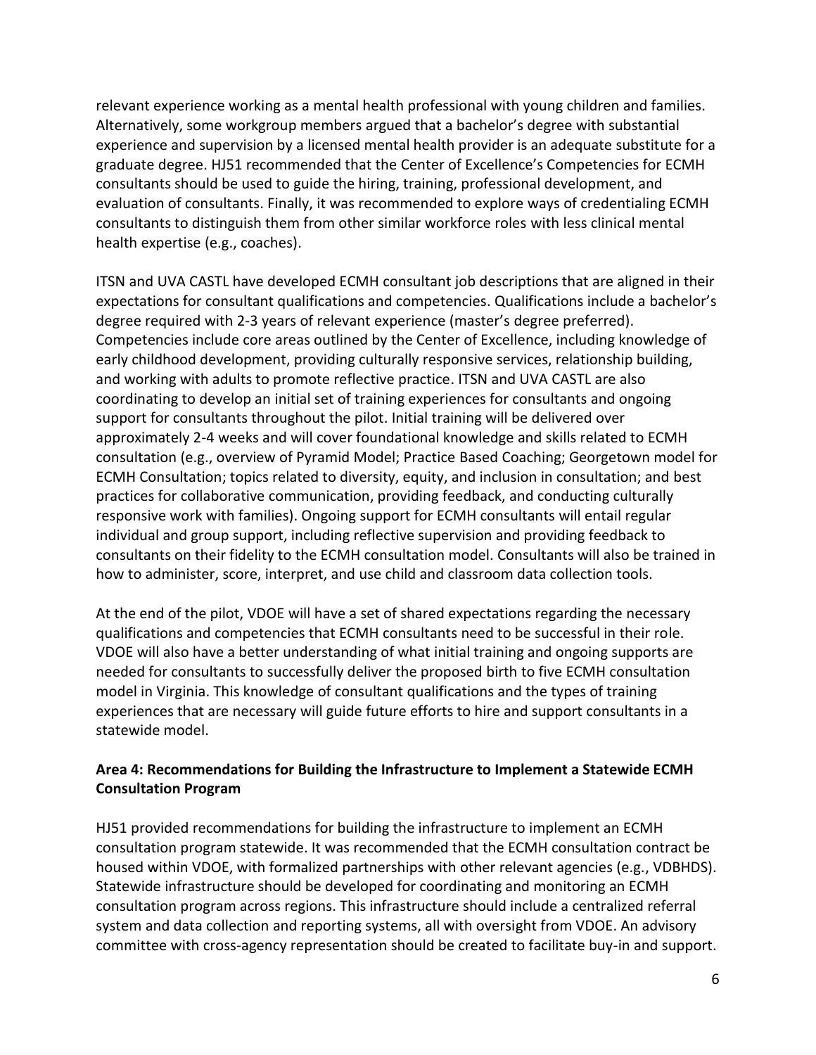relevant experience working as a mental health professional with young children and families. Alternatively, some workgroup members argued that a bachelor's degree with substantial experience and supervision by a licensed mental health provider is an adequate substitute for a graduate degree. HJ51 recommended that the Center of Excellence's Competencies for ECMH consultants should be used to guide the hiring, training, professional development, and evaluation of consultants. Finally, it was recommended to explore ways of credentialing ECMH consultants to distinguish them from other similar workforce roles with less clinical mental health expertise (e.g., coaches).

ITSN and UVA CASTL have developed ECMH consultant job descriptions that are aligned in their expectations for consultant qualifications and competencies. Qualifications include a bachelor's degree required with 2-3 years of relevant experience (master's degree preferred). Competencies include core areas outlined by the Center of Excellence, including knowledge of early childhood development, providing culturally responsive services, relationship building, and working with adults to promote reflective practice. ITSN and UVA CASTL are also coordinating to develop an initial set of training experiences for consultants and ongoing support for consultants throughout the pilot. Initial training will be delivered over approximately 2-4 weeks and will cover foundational knowledge and skills related to ECMH consultation (e.g., overview of Pyramid Model; Practice Based Coaching; Georgetown model for ECMH Consultation; topics related to diversity, equity, and inclusion in consultation; and best practices for collaborative communication, providing feedback, and conducting culturally responsive work with families). Ongoing support for ECMH consultants will entail regular individual and group support, including reflective supervision and providing feedback to consultants on their fidelity to the ECMH consultation model. Consultants will also be trained in how to administer, score, interpret, and use child and classroom data collection tools.

At the end of the pilot, VDOE will have a set of shared expectations regarding the necessary qualifications and competencies that ECMH consultants need to be successful in their role. VDOE will also have a better understanding of what initial training and ongoing supports are needed for consultants to successfully deliver the proposed birth to five ECMH consultation model in Virginia. This knowledge of consultant qualifications and the types of training experiences that are necessary will guide future efforts to hire and support consultants in a statewide model.

### Area 4: Recommendations for Building the Infrastructure to Implement a Statewide ECMH Consultation Program

HJ51 provided recommendations for building the infrastructure to implement an ECMH consultation program statewide. It was recommended that the ECMH consultation contract be housed within VDOE, with formalized partnerships with other relevant agencies (e.g., VDBHDS). Statewide infrastructure should be developed for coordinating and monitoring an ECMH consultation program across regions. This infrastructure should include a centralized referral system and data collection and reporting systems, all with oversight from VDOE. An advisory committee with cross-agency representation should be created to facilitate buy-in and support.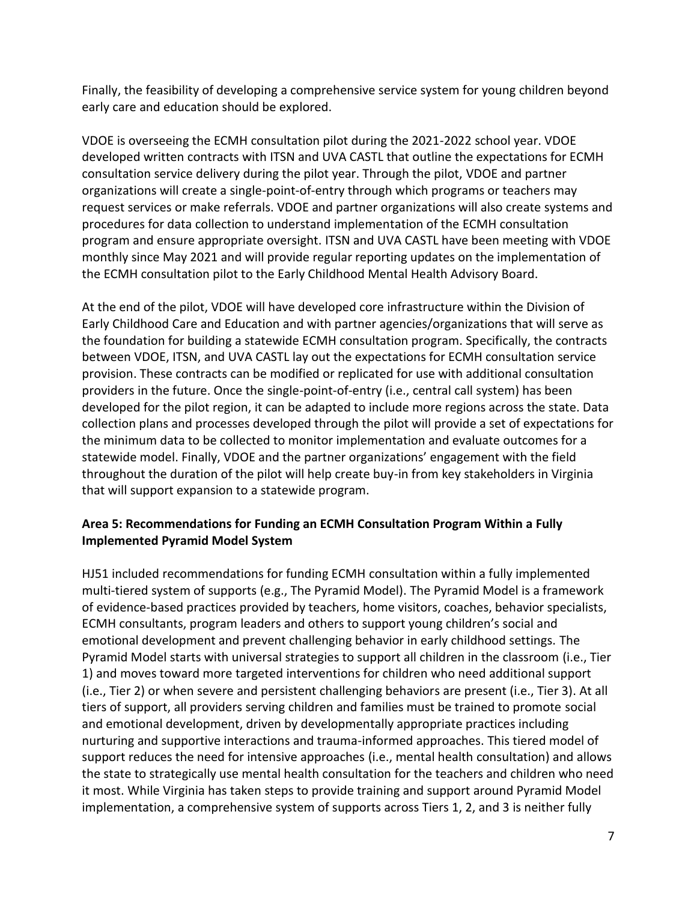Finally, the feasibility of developing a comprehensive service system for young children beyond early care and education should be explored.

VDOE is overseeing the ECMH consultation pilot during the 2021-2022 school year. VDOE developed written contracts with ITSN and UVA CASTL that outline the expectations for ECMH consultation service delivery during the pilot year. Through the pilot, VDOE and partner organizations will create a single-point-of-entry through which programs or teachers may request services or make referrals. VDOE and partner organizations will also create systems and procedures for data collection to understand implementation of the ECMH consultation program and ensure appropriate oversight. ITSN and UVA CASTL have been meeting with VDOE monthly since May 2021 and will provide regular reporting updates on the implementation of the ECMH consultation pilot to the Early Childhood Mental Health Advisory Board.

At the end of the pilot, VDOE will have developed core infrastructure within the Division of Early Childhood Care and Education and with partner agencies/organizations that will serve as the foundation for building a statewide ECMH consultation program. Specifically, the contracts between VDOE, ITSN, and UVA CASTL lay out the expectations for ECMH consultation service provision. These contracts can be modified or replicated for use with additional consultation providers in the future. Once the single-point-of-entry (i.e., central call system) has been developed for the pilot region, it can be adapted to include more regions across the state. Data collection plans and processes developed through the pilot will provide a set of expectations for the minimum data to be collected to monitor implementation and evaluate outcomes for a statewide model. Finally, VDOE and the partner organizations' engagement with the field throughout the duration of the pilot will help create buy-in from key stakeholders in Virginia that will support expansion to a statewide program.

**Area 5: Recommendations for Funding an ECMH Consultation Program Within a Fully Implemented Pyramid Model System**

HJ51 included recommendations for funding ECMH consultation within a fully implemented multi-tiered system of supports (e.g., The Pyramid Model). The Pyramid Model is a framework of evidence-based practices provided by teachers, home visitors, coaches, behavior specialists, ECMH consultants, program leaders and others to support young children's social and emotional development and prevent challenging behavior in early childhood settings. The Pyramid Model starts with universal strategies to support all children in the classroom (i.e., Tier 1) and moves toward more targeted interventions for children who need additional support (i.e., Tier 2) or when severe and persistent challenging behaviors are present (i.e., Tier 3). At all tiers of support, all providers serving children and families must be trained to promote social and emotional development, driven by developmentally appropriate practices including nurturing and supportive interactions and trauma-informed approaches. This tiered model of support reduces the need for intensive approaches (i.e., mental health consultation) and allows the state to strategically use mental health consultation for the teachers and children who need it most. While Virginia has taken steps to provide training and support around Pyramid Model implementation, a comprehensive system of supports across Tiers 1, 2, and 3 is neither fully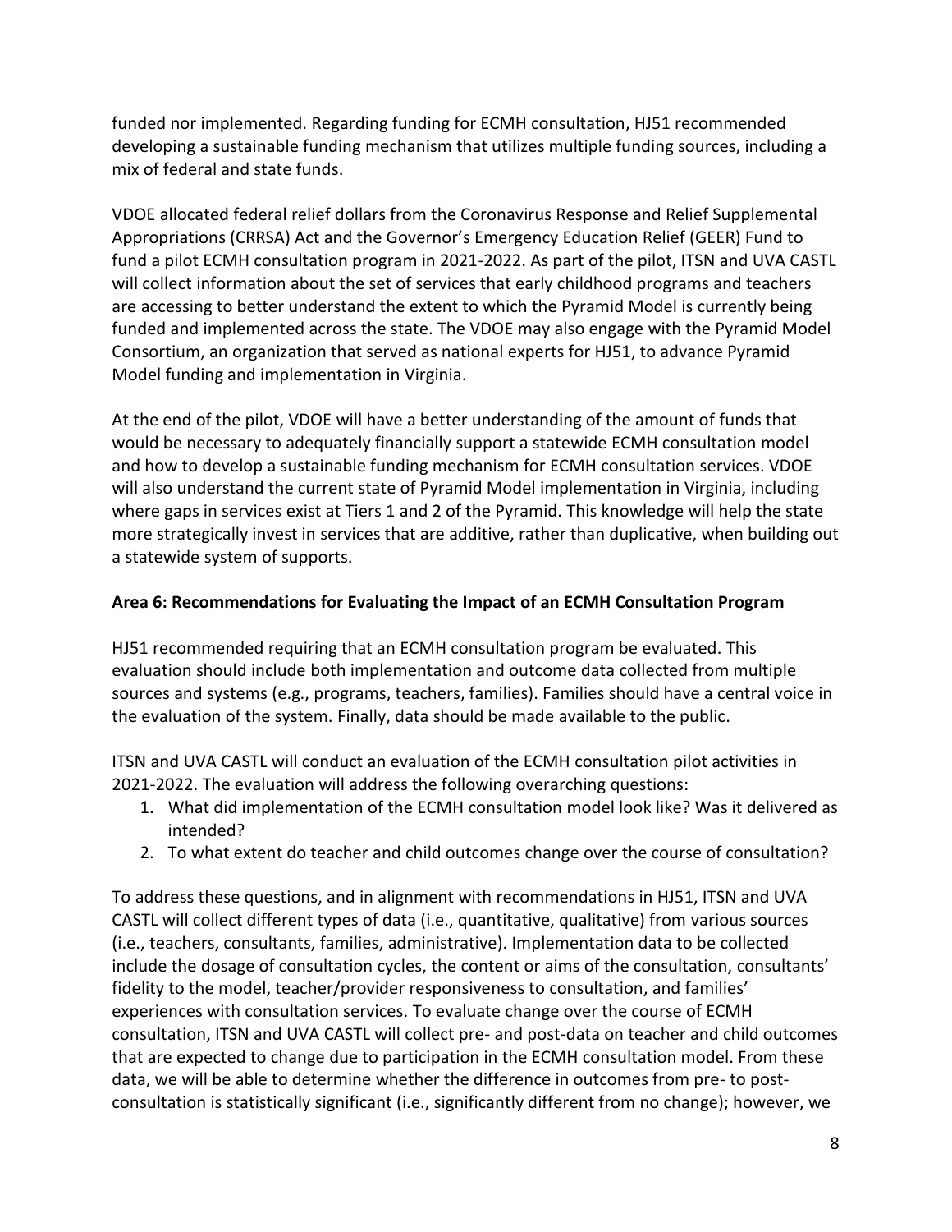funded nor implemented. Regarding funding for ECMH consultation, HJ51 recommended developing a sustainable funding mechanism that utilizes multiple funding sources, including a mix of federal and state funds.

VDOE allocated federal relief dollars from the Coronavirus Response and Relief Supplemental Appropriations (CRRSA) Act and the Governor's Emergency Education Relief (GEER) Fund to fund a pilot ECMH consultation program in 2021-2022. As part of the pilot, ITSN and UVA CASTL will collect information about the set of services that early childhood programs and teachers are accessing to better understand the extent to which the Pyramid Model is currently being funded and implemented across the state. The VDOE may also engage with the Pyramid Model Consortium, an organization that served as national experts for HJ51, to advance Pyramid Model funding and implementation in Virginia.

At the end of the pilot, VDOE will have a better understanding of the amount of funds that would be necessary to adequately financially support a statewide ECMH consultation model and how to develop a sustainable funding mechanism for ECMH consultation services. VDOE will also understand the current state of Pyramid Model implementation in Virginia, including where gaps in services exist at Tiers 1 and 2 of the Pyramid. This knowledge will help the state more strategically invest in services that are additive, rather than duplicative, when building out a statewide system of supports.

**Area 6: Recommendations for Evaluating the Impact of an ECMH Consultation Program**

HJ51 recommended requiring that an ECMH consultation program be evaluated. This evaluation should include both implementation and outcome data collected from multiple sources and systems (e.g., programs, teachers, families). Families should have a central voice in the evaluation of the system. Finally, data should be made available to the public.

ITSN and UVA CASTL will conduct an evaluation of the ECMH consultation pilot activities in 2021-2022. The evaluation will address the following overarching questions:

1. What did implementation of the ECMH consultation model look like? Was it delivered as intended?
2. To what extent do teacher and child outcomes change over the course of consultation?

To address these questions, and in alignment with recommendations in HJ51, ITSN and UVA CASTL will collect different types of data (i.e., quantitative, qualitative) from various sources (i.e., teachers, consultants, families, administrative). Implementation data to be collected include the dosage of consultation cycles, the content or aims of the consultation, consultants' fidelity to the model, teacher/provider responsiveness to consultation, and families' experiences with consultation services. To evaluate change over the course of ECMH consultation, ITSN and UVA CASTL will collect pre- and post-data on teacher and child outcomes that are expected to change due to participation in the ECMH consultation model. From these data, we will be able to determine whether the difference in outcomes from pre- to post-consultation is statistically significant (i.e., significantly different from no change); however, we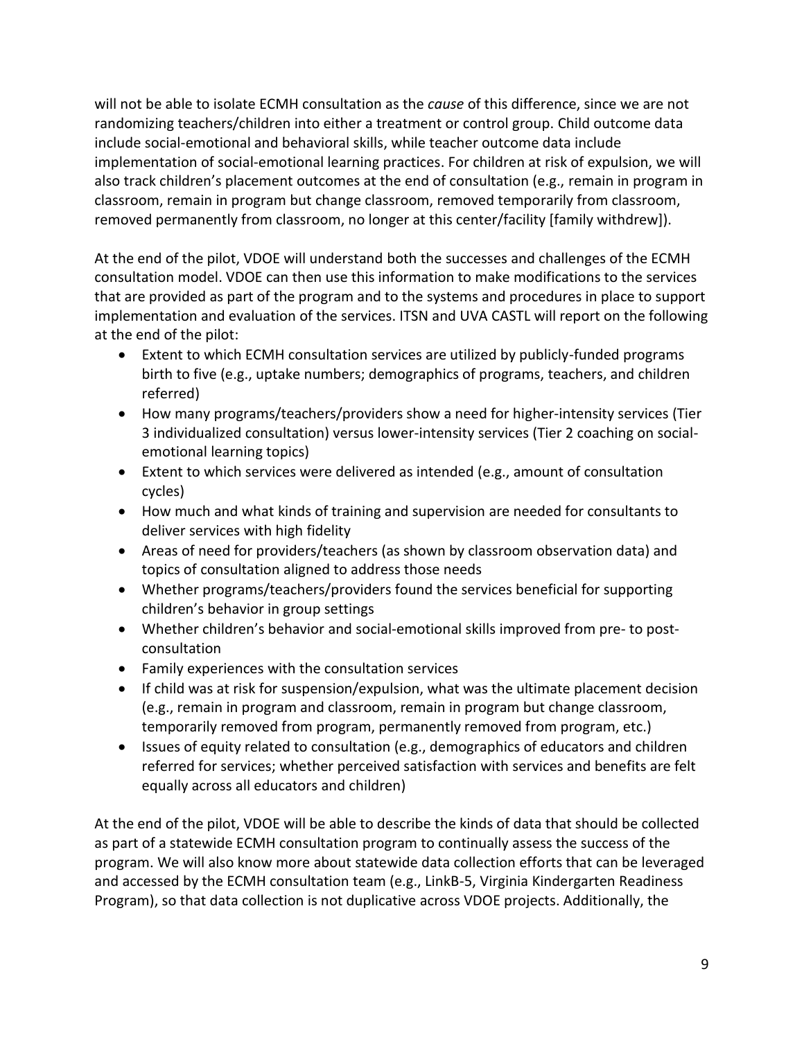will not be able to isolate ECMH consultation as the *cause* of this difference, since we are not randomizing teachers/children into either a treatment or control group. Child outcome data include social-emotional and behavioral skills, while teacher outcome data include implementation of social-emotional learning practices. For children at risk of expulsion, we will also track children's placement outcomes at the end of consultation (e.g., remain in program in classroom, remain in program but change classroom, removed temporarily from classroom, removed permanently from classroom, no longer at this center/facility [family withdrew]).

At the end of the pilot, VDOE will understand both the successes and challenges of the ECMH consultation model. VDOE can then use this information to make modifications to the services that are provided as part of the program and to the systems and procedures in place to support implementation and evaluation of the services. ITSN and UVA CASTL will report on the following at the end of the pilot:

- Extent to which ECMH consultation services are utilized by publicly-funded programs birth to five (e.g., uptake numbers; demographics of programs, teachers, and children referred)
- How many programs/teachers/providers show a need for higher-intensity services (Tier 3 individualized consultation) versus lower-intensity services (Tier 2 coaching on social-emotional learning topics)
- Extent to which services were delivered as intended (e.g., amount of consultation cycles)
- How much and what kinds of training and supervision are needed for consultants to deliver services with high fidelity
- Areas of need for providers/teachers (as shown by classroom observation data) and topics of consultation aligned to address those needs
- Whether programs/teachers/providers found the services beneficial for supporting children's behavior in group settings
- Whether children's behavior and social-emotional skills improved from pre- to post-consultation
- Family experiences with the consultation services
- If child was at risk for suspension/expulsion, what was the ultimate placement decision (e.g., remain in program and classroom, remain in program but change classroom, temporarily removed from program, permanently removed from program, etc.)
- Issues of equity related to consultation (e.g., demographics of educators and children referred for services; whether perceived satisfaction with services and benefits are felt equally across all educators and children)

At the end of the pilot, VDOE will be able to describe the kinds of data that should be collected as part of a statewide ECMH consultation program to continually assess the success of the program. We will also know more about statewide data collection efforts that can be leveraged and accessed by the ECMH consultation team (e.g., LinkB-5, Virginia Kindergarten Readiness Program), so that data collection is not duplicative across VDOE projects. Additionally, the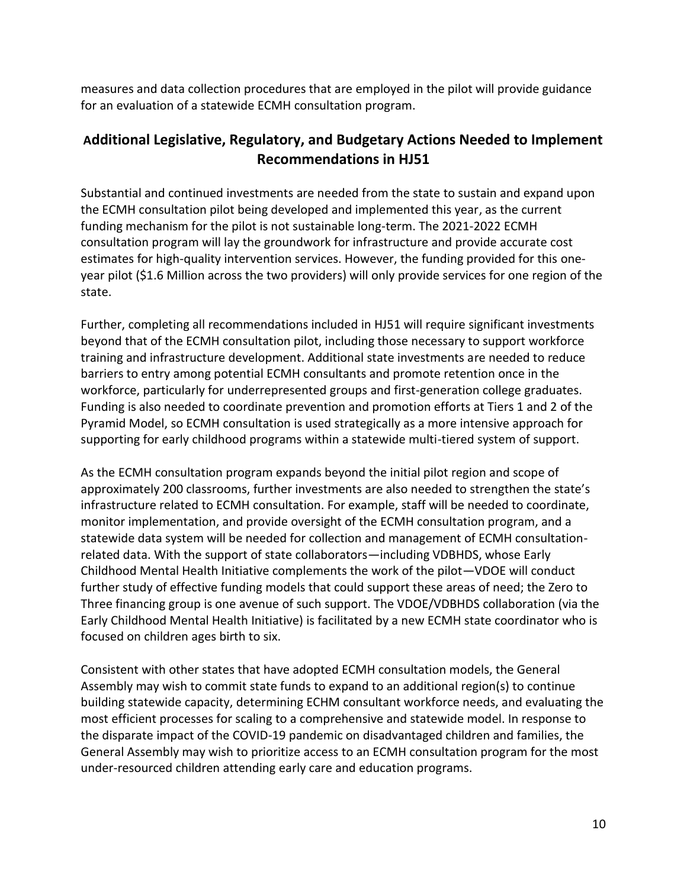measures and data collection procedures that are employed in the pilot will provide guidance for an evaluation of a statewide ECMH consultation program.

## Additional Legislative, Regulatory, and Budgetary Actions Needed to Implement Recommendations in HJ51

Substantial and continued investments are needed from the state to sustain and expand upon the ECMH consultation pilot being developed and implemented this year, as the current funding mechanism for the pilot is not sustainable long-term. The 2021-2022 ECMH consultation program will lay the groundwork for infrastructure and provide accurate cost estimates for high-quality intervention services. However, the funding provided for this one-year pilot ($1.6 Million across the two providers) will only provide services for one region of the state.

Further, completing all recommendations included in HJ51 will require significant investments beyond that of the ECMH consultation pilot, including those necessary to support workforce training and infrastructure development. Additional state investments are needed to reduce barriers to entry among potential ECMH consultants and promote retention once in the workforce, particularly for underrepresented groups and first-generation college graduates. Funding is also needed to coordinate prevention and promotion efforts at Tiers 1 and 2 of the Pyramid Model, so ECMH consultation is used strategically as a more intensive approach for supporting for early childhood programs within a statewide multi-tiered system of support.

As the ECMH consultation program expands beyond the initial pilot region and scope of approximately 200 classrooms, further investments are also needed to strengthen the state's infrastructure related to ECMH consultation. For example, staff will be needed to coordinate, monitor implementation, and provide oversight of the ECMH consultation program, and a statewide data system will be needed for collection and management of ECMH consultation-related data. With the support of state collaborators—including VDBHDS, whose Early Childhood Mental Health Initiative complements the work of the pilot—VDOE will conduct further study of effective funding models that could support these areas of need; the Zero to Three financing group is one avenue of such support. The VDOE/VDBHDS collaboration (via the Early Childhood Mental Health Initiative) is facilitated by a new ECMH state coordinator who is focused on children ages birth to six.

Consistent with other states that have adopted ECMH consultation models, the General Assembly may wish to commit state funds to expand to an additional region(s) to continue building statewide capacity, determining ECHM consultant workforce needs, and evaluating the most efficient processes for scaling to a comprehensive and statewide model. In response to the disparate impact of the COVID-19 pandemic on disadvantaged children and families, the General Assembly may wish to prioritize access to an ECMH consultation program for the most under-resourced children attending early care and education programs.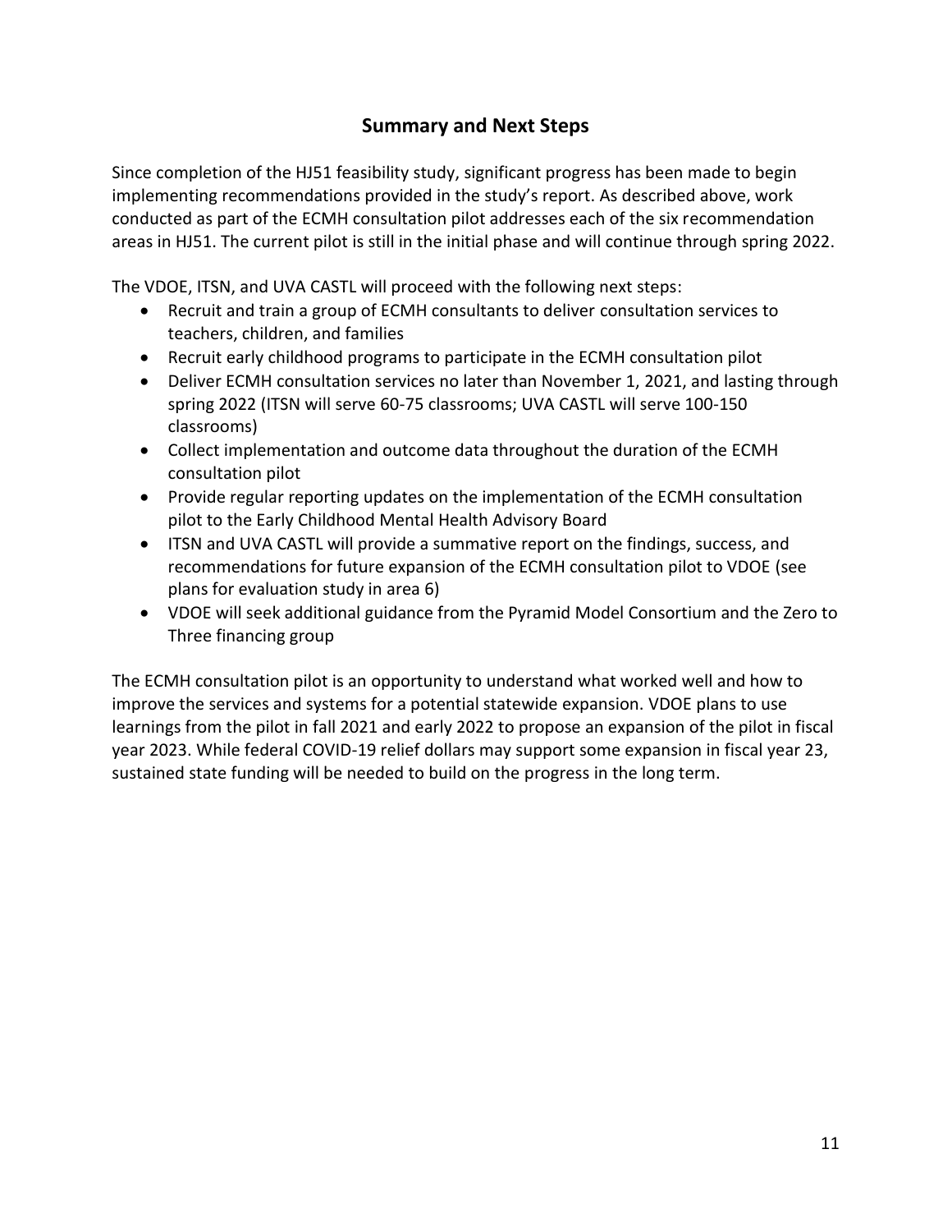## Summary and Next Steps

Since completion of the HJ51 feasibility study, significant progress has been made to begin implementing recommendations provided in the study's report. As described above, work conducted as part of the ECMH consultation pilot addresses each of the six recommendation areas in HJ51. The current pilot is still in the initial phase and will continue through spring 2022.

The VDOE, ITSN, and UVA CASTL will proceed with the following next steps:

- Recruit and train a group of ECMH consultants to deliver consultation services to teachers, children, and families
- Recruit early childhood programs to participate in the ECMH consultation pilot
- Deliver ECMH consultation services no later than November 1, 2021, and lasting through spring 2022 (ITSN will serve 60-75 classrooms; UVA CASTL will serve 100-150 classrooms)
- Collect implementation and outcome data throughout the duration of the ECMH consultation pilot
- Provide regular reporting updates on the implementation of the ECMH consultation pilot to the Early Childhood Mental Health Advisory Board
- ITSN and UVA CASTL will provide a summative report on the findings, success, and recommendations for future expansion of the ECMH consultation pilot to VDOE (see plans for evaluation study in area 6)
- VDOE will seek additional guidance from the Pyramid Model Consortium and the Zero to Three financing group

The ECMH consultation pilot is an opportunity to understand what worked well and how to improve the services and systems for a potential statewide expansion. VDOE plans to use learnings from the pilot in fall 2021 and early 2022 to propose an expansion of the pilot in fiscal year 2023. While federal COVID-19 relief dollars may support some expansion in fiscal year 23, sustained state funding will be needed to build on the progress in the long term.